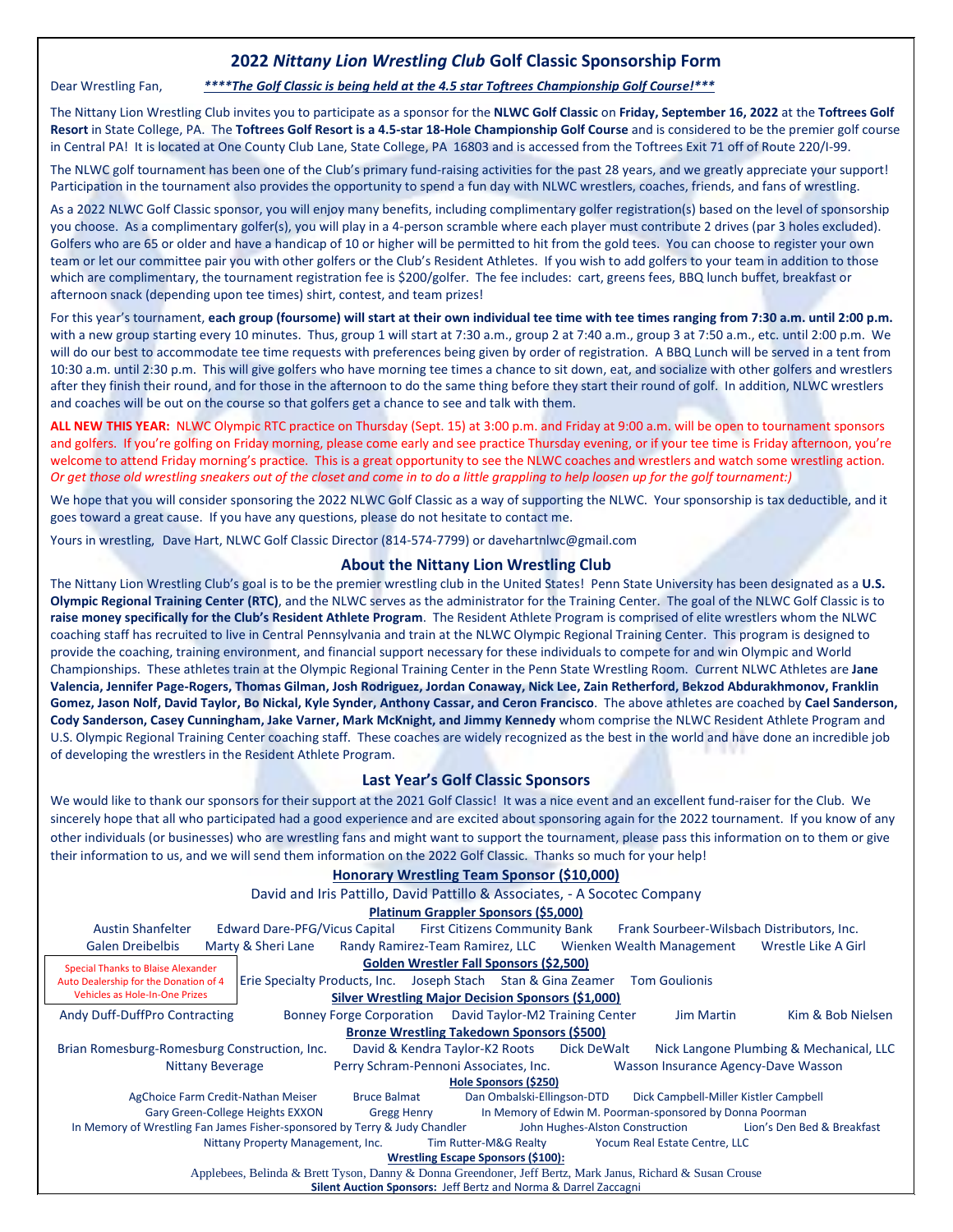# 2022 *Nittany Lion Wrestling Club* Golf Classic Sponsorship Form

Dear Wrestling Fan, ***\*\*\*\*The Golf Classic is being held at the 4.5 star Toftrees Championship Golf Course!\*\*\****

The Nittany Lion Wrestling Club invites you to participate as a sponsor for the **NLWC Golf Classic** on **Friday, September 16, 2022** at the **Toftrees Golf Resort** in State College, PA. The **Toftrees Golf Resort is a 4.5-star 18-Hole Championship Golf Course** and is considered to be the premier golf course in Central PA! It is located at One County Club Lane, State College, PA 16803 and is accessed from the Toftrees Exit 71 off of Route 220/I-99.

The NLWC golf tournament has been one of the Club's primary fund-raising activities for the past 28 years, and we greatly appreciate your support! Participation in the tournament also provides the opportunity to spend a fun day with NLWC wrestlers, coaches, friends, and fans of wrestling.

As a 2022 NLWC Golf Classic sponsor, you will enjoy many benefits, including complimentary golfer registration(s) based on the level of sponsorship you choose. As a complimentary golfer(s), you will play in a 4-person scramble where each player must contribute 2 drives (par 3 holes excluded). Golfers who are 65 or older and have a handicap of 10 or higher will be permitted to hit from the gold tees. You can choose to register your own team or let our committee pair you with other golfers or the Club's Resident Athletes. If you wish to add golfers to your team in addition to those which are complimentary, the tournament registration fee is $200/golfer. The fee includes: cart, greens fees, BBQ lunch buffet, breakfast or afternoon snack (depending upon tee times) shirt, contest, and team prizes!

For this year's tournament, **each group (foursome) will start at their own individual tee time with tee times ranging from 7:30 a.m. until 2:00 p.m.** with a new group starting every 10 minutes. Thus, group 1 will start at 7:30 a.m., group 2 at 7:40 a.m., group 3 at 7:50 a.m., etc. until 2:00 p.m. We will do our best to accommodate tee time requests with preferences being given by order of registration. A BBQ Lunch will be served in a tent from 10:30 a.m. until 2:30 p.m. This will give golfers who have morning tee times a chance to sit down, eat, and socialize with other golfers and wrestlers after they finish their round, and for those in the afternoon to do the same thing before they start their round of golf. In addition, NLWC wrestlers and coaches will be out on the course so that golfers get a chance to see and talk with them.

**ALL NEW THIS YEAR:** NLWC Olympic RTC practice on Thursday (Sept. 15) at 3:00 p.m. and Friday at 9:00 a.m. will be open to tournament sponsors and golfers. If you're golfing on Friday morning, please come early and see practice Thursday evening, or if your tee time is Friday afternoon, you're welcome to attend Friday morning's practice. This is a great opportunity to see the NLWC coaches and wrestlers and watch some wrestling action. *Or get those old wrestling sneakers out of the closet and come in to do a little grappling to help loosen up for the golf tournament:)*

We hope that you will consider sponsoring the 2022 NLWC Golf Classic as a way of supporting the NLWC. Your sponsorship is tax deductible, and it goes toward a great cause. If you have any questions, please do not hesitate to contact me.

Yours in wrestling, Dave Hart, NLWC Golf Classic Director (814-574-7799) or davehartnlwc@gmail.com

## About the Nittany Lion Wrestling Club

The Nittany Lion Wrestling Club's goal is to be the premier wrestling club in the United States! Penn State University has been designated as a **U.S. Olympic Regional Training Center (RTC)**, and the NLWC serves as the administrator for the Training Center. The goal of the NLWC Golf Classic is to **raise money specifically for the Club's Resident Athlete Program**. The Resident Athlete Program is comprised of elite wrestlers whom the NLWC coaching staff has recruited to live in Central Pennsylvania and train at the NLWC Olympic Regional Training Center. This program is designed to provide the coaching, training environment, and financial support necessary for these individuals to compete for and win Olympic and World Championships. These athletes train at the Olympic Regional Training Center in the Penn State Wrestling Room. Current NLWC Athletes are **Jane Valencia, Jennifer Page-Rogers, Thomas Gilman, Josh Rodriguez, Jordan Conaway, Nick Lee, Zain Retherford, Bekzod Abdurakhmonov, Franklin Gomez, Jason Nolf, David Taylor, Bo Nickal, Kyle Synder, Anthony Cassar, and Ceron Francisco**. The above athletes are coached by **Cael Sanderson, Cody Sanderson, Casey Cunningham, Jake Varner, Mark McKnight, and Jimmy Kennedy** whom comprise the NLWC Resident Athlete Program and U.S. Olympic Regional Training Center coaching staff. These coaches are widely recognized as the best in the world and have done an incredible job of developing the wrestlers in the Resident Athlete Program.

## Last Year's Golf Classic Sponsors

We would like to thank our sponsors for their support at the 2021 Golf Classic! It was a nice event and an excellent fund-raiser for the Club. We sincerely hope that all who participated had a good experience and are excited about sponsoring again for the 2022 tournament. If you know of any other individuals (or businesses) who are wrestling fans and might want to support the tournament, please pass this information on to them or give their information to us, and we will send them information on the 2022 Golf Classic. Thanks so much for your help!

**Honorary Wrestling Team Sponsor ($10,000)**

David and Iris Pattillo, David Pattillo & Associates, - A Socotec Company

**Platinum Grappler Sponsors ($5,000)**

Austin Shanfelter, Edward Dare-PFG/Vicus Capital, First Citizens Community Bank, Frank Sourbeer-Wilsbach Distributors, Inc., Galen Dreibelbis, Marty & Sheri Lane, Randy Ramirez-Team Ramirez, LLC, Wienken Wealth Management, Wrestle Like A Girl

Special Thanks to Blaise Alexander Auto Dealership for the Donation of 4 Vehicles as Hole-In-One Prizes

**Golden Wrestler Fall Sponsors ($2,500)**

Erie Specialty Products, Inc., Joseph Stach, Stan & Gina Zeamer, Tom Goulionis

**Silver Wrestling Major Decision Sponsors ($1,000)**

Andy Duff-DuffPro Contracting, Bonney Forge Corporation, David Taylor-M2 Training Center, Jim Martin, Kim & Bob Nielsen

**Bronze Wrestling Takedown Sponsors ($500)**

Brian Romesburg-Romesburg Construction, Inc., David & Kendra Taylor-K2 Roots, Dick DeWalt, Nick Langone Plumbing & Mechanical, LLC, Nittany Beverage, Perry Schram-Pennoni Associates, Inc., Wasson Insurance Agency-Dave Wasson

**Hole Sponsors ($250)**

AgChoice Farm Credit-Nathan Meiser, Bruce Balmat, Dan Ombalski-Ellingson-DTD, Dick Campbell-Miller Kistler Campbell, Gary Green-College Heights EXXON, Gregg Henry, In Memory of Edwin M. Poorman-sponsored by Donna Poorman, In Memory of Wrestling Fan James Fisher-sponsored by Terry & Judy Chandler, John Hughes-Alston Construction, Lion's Den Bed & Breakfast, Nittany Property Management, Inc., Tim Rutter-M&G Realty, Yocum Real Estate Centre, LLC

**Wrestling Escape Sponsors ($100):**

Applebees, Belinda & Brett Tyson, Danny & Donna Greendoner, Jeff Bertz, Mark Janus, Richard & Susan Crouse

**Silent Auction Sponsors:** Jeff Bertz and Norma & Darrel Zaccagni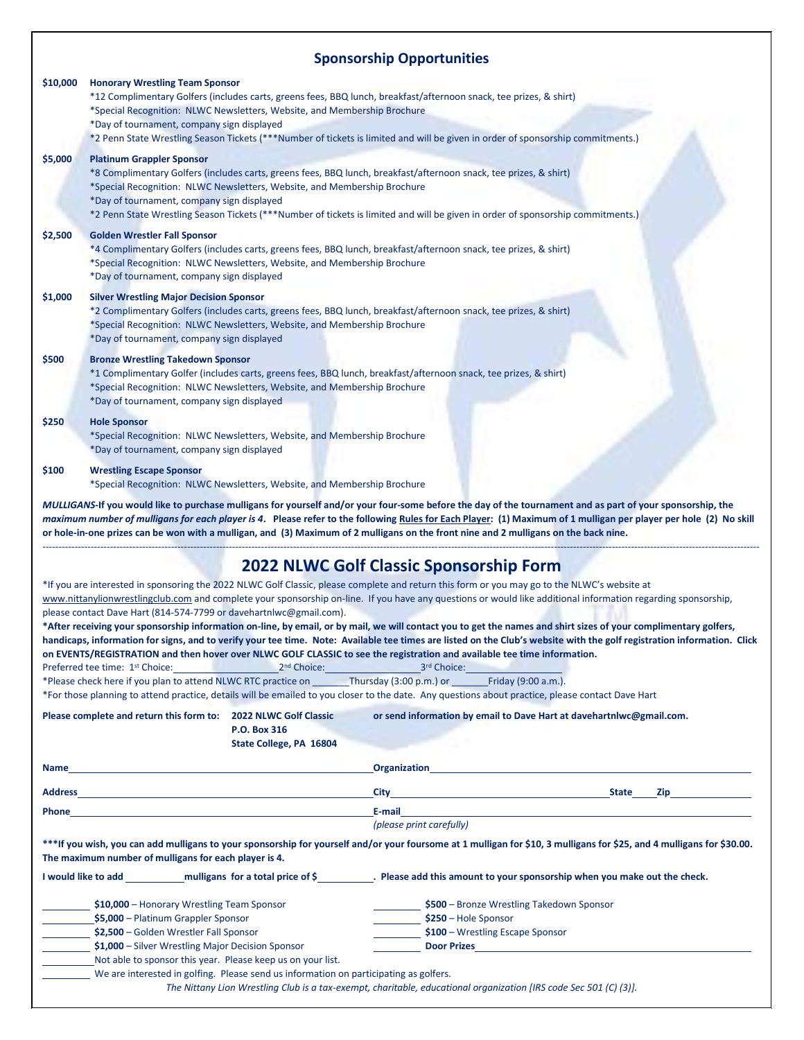## Sponsorship Opportunities

**$10,000 Honorary Wrestling Team Sponsor**
*12 Complimentary Golfers (includes carts, greens fees, BBQ lunch, breakfast/afternoon snack, tee prizes, & shirt)
*Special Recognition: NLWC Newsletters, Website, and Membership Brochure
*Day of tournament, company sign displayed
*2 Penn State Wrestling Season Tickets (***Number of tickets is limited and will be given in order of sponsorship commitments.)

**$5,000 Platinum Grappler Sponsor**
*8 Complimentary Golfers (includes carts, greens fees, BBQ lunch, breakfast/afternoon snack, tee prizes, & shirt)
*Special Recognition: NLWC Newsletters, Website, and Membership Brochure
*Day of tournament, company sign displayed
*2 Penn State Wrestling Season Tickets (***Number of tickets is limited and will be given in order of sponsorship commitments.)

**$2,500 Golden Wrestler Fall Sponsor**
*4 Complimentary Golfers (includes carts, greens fees, BBQ lunch, breakfast/afternoon snack, tee prizes, & shirt)
*Special Recognition: NLWC Newsletters, Website, and Membership Brochure
*Day of tournament, company sign displayed

**$1,000 Silver Wrestling Major Decision Sponsor**
*2 Complimentary Golfers (includes carts, greens fees, BBQ lunch, breakfast/afternoon snack, tee prizes, & shirt)
*Special Recognition: NLWC Newsletters, Website, and Membership Brochure
*Day of tournament, company sign displayed

**$500 Bronze Wrestling Takedown Sponsor**
*1 Complimentary Golfer (includes carts, greens fees, BBQ lunch, breakfast/afternoon snack, tee prizes, & shirt)
*Special Recognition: NLWC Newsletters, Website, and Membership Brochure
*Day of tournament, company sign displayed

**$250 Hole Sponsor**
*Special Recognition: NLWC Newsletters, Website, and Membership Brochure
*Day of tournament, company sign displayed

**$100 Wrestling Escape Sponsor**
*Special Recognition: NLWC Newsletters, Website, and Membership Brochure

***MULLIGANS*-If you would like to purchase mulligans for yourself and/or your four-some before the day of the tournament and as part of your sponsorship, the *maximum number of mulligans for each player is 4*. Please refer to the following <u>Rules for Each Player</u>: (1) Maximum of 1 mulligan per player per hole (2) No skill or hole-in-one prizes can be won with a mulligan, and (3) Maximum of 2 mulligans on the front nine and 2 mulligans on the back nine.**

---

## 2022 NLWC Golf Classic Sponsorship Form

*If you are interested in sponsoring the 2022 NLWC Golf Classic, please complete and return this form or you may go to the NLWC's website at www.nittanylionwrestlingclub.com and complete your sponsorship on-line. If you have any questions or would like additional information regarding sponsorship, please contact Dave Hart (814-574-7799 or davehartnlwc@gmail.com).

**\*After receiving your sponsorship information on-line, by email, or by mail, we will contact you to get the names and shirt sizes of your complimentary golfers, handicaps, information for signs, and to verify your tee time. Note: Available tee times are listed on the Club's website with the golf registration information. Click on EVENTS/REGISTRATION and then hover over NLWC GOLF CLASSIC to see the registration and available tee time information.**

Preferred tee time: 1st Choice:__________ 2nd Choice:__________ 3rd Choice:__________

*Please check here if you plan to attend NLWC RTC practice on _______Thursday (3:00 p.m.) or _______Friday (9:00 a.m.).

*For those planning to attend practice, details will be emailed to you closer to the date. Any questions about practice, please contact Dave Hart

**Please complete and return this form to: 2022 NLWC Golf Classic
P.O. Box 316
State College, PA 16804**

**or send information by email to Dave Hart at davehartnlwc@gmail.com.**

**Name**__________ **Organization**__________

**Address**__________ **City**__________ **State**____ **Zip**__________

**Phone**__________ **E-mail**__________
*(please print carefully)*

**\*\*\*If you wish, you can add mulligans to your sponsorship for yourself and/or your foursome at 1 mulligan for $10, 3 mulligans for $25, and 4 mulligans for $30.00. The maximum number of mulligans for each player is 4.**

**I would like to add __________mulligans for a total price of $__________. Please add this amount to your sponsorship when you make out the check.**

_______ **$10,000** – Honorary Wrestling Team Sponsor
_______ **$5,000** – Platinum Grappler Sponsor
_______ **$2,500** – Golden Wrestler Fall Sponsor
_______ **$1,000** – Silver Wrestling Major Decision Sponsor
_______ **$500** – Bronze Wrestling Takedown Sponsor
_______ **$250** – Hole Sponsor
_______ **$100** – Wrestling Escape Sponsor
_______ **Door Prizes**__________
_______ Not able to sponsor this year. Please keep us on your list.
_______ We are interested in golfing. Please send us information on participating as golfers.

*The Nittany Lion Wrestling Club is a tax-exempt, charitable, educational organization [IRS code Sec 501 (C) (3)].*